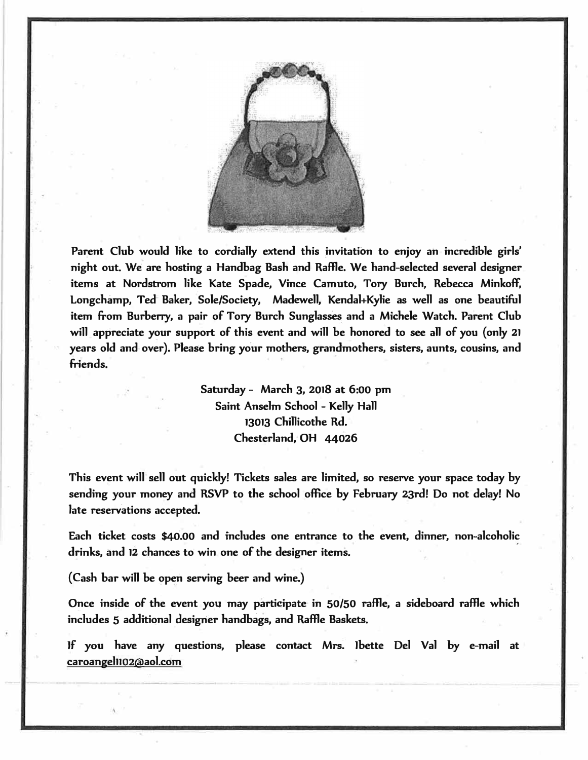Parent Club would like to cordially extend this invitation to enjoy an incredible girls' night out. We are hosting a Handbag Bash and Raffle. We hand-selected several designer items at Nordstrom like Kate Spade, Vince Camuto, Tory Burch, Rebecca Minkoff, Longchamp, Ted Baker, Sole/Society, Madewell, Kendal+Kylie as well as one beautiful item from Burberry, a pair of Tory Burch Sunglasses and a Michele Watch. Parent Club will appreciate your support of this event and will be honored to see all of you (only 21 years old and over). Please bring your mothers, grandmothers, sisters, aunts, cousins, and friends.

Saturday - March 3, 2018 at 6:00 pm
Saint Anselm School - Kelly Hall
13013 Chillicothe Rd.
Chesterland, OH 44026

This event will sell out quickly! Tickets sales are limited, so reserve your space today by sending your money and RSVP to the school office by February 23rd! Do not delay! No late reservations accepted.

Each ticket costs $40.00 and includes one entrance to the event, dinner, non-alcoholic drinks, and 12 chances to win one of the designer items.

(Cash bar will be open serving beer and wine.)

Once inside of the event you may participate in 50/50 raffle, a sideboard raffle which includes 5 additional designer handbags, and Raffle Baskets.

If you have any questions, please contact Mrs. Ibette Del Val by e-mail at caroangel1102@aol.com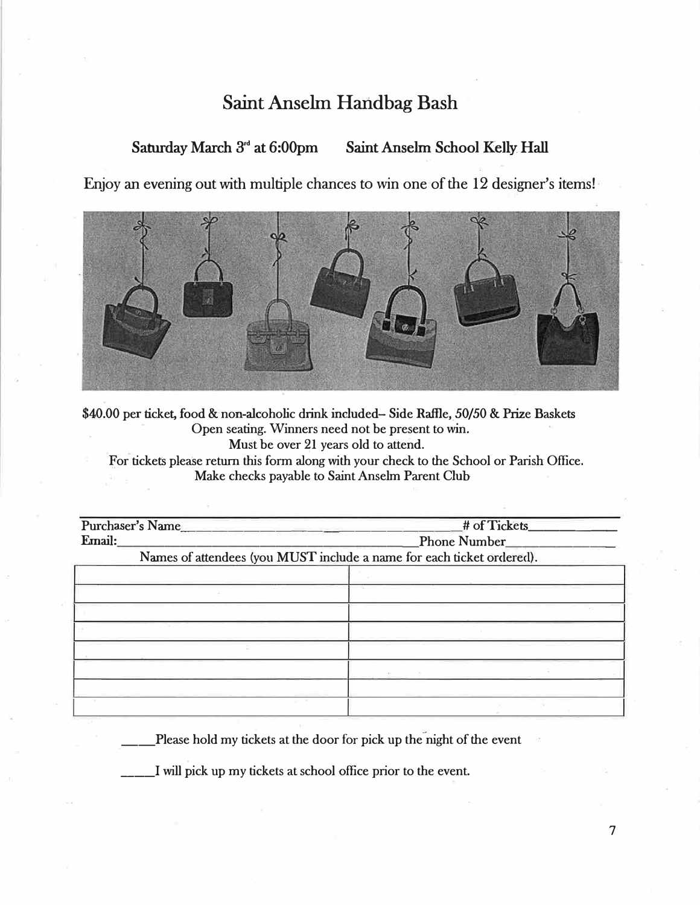# Saint Anselm Handbag Bash

**Saturday March 3rd at 6:00pm     Saint Anselm School Kelly Hall**

Enjoy an evening out with multiple chances to win one of the 12 designer's items!

$40.00 per ticket, food & non-alcoholic drink included– Side Raffle, 50/50 & Prize Baskets
Open seating. Winners need not be present to win.
Must be over 21 years old to attend.
For tickets please return this form along with your check to the School or Parish Office.
Make checks payable to Saint Anselm Parent Club

Purchaser's Name_______________________________________ # of Tickets____________
Email:_______________________________________________ Phone Number_____________

Names of attendees (you MUST include a name for each ticket ordered).

| | |
|---|---|
| | |
| | |
| | |
| | |
| | |
| | |
| | |
| | |

____Please hold my tickets at the door for pick up the night of the event

____I will pick up my tickets at school office prior to the event.